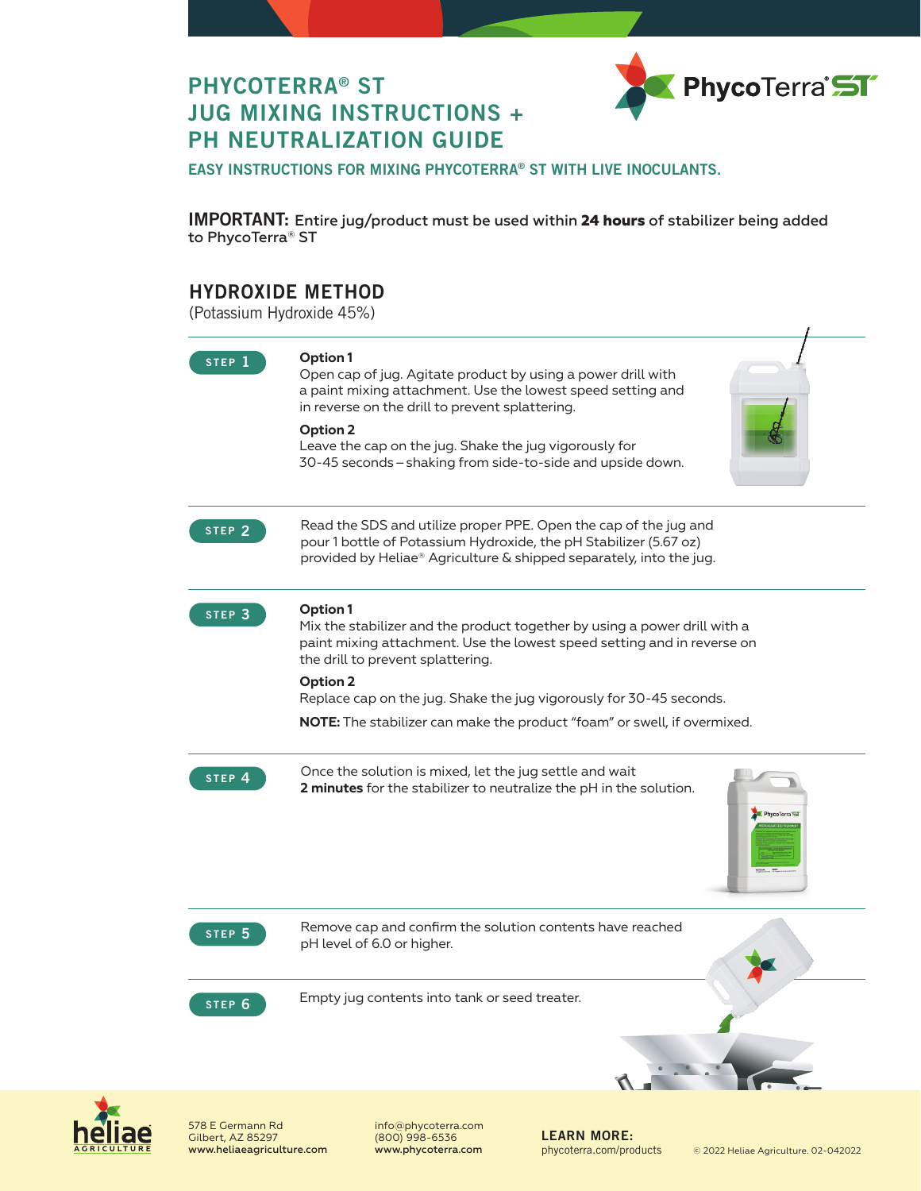# PHYCOTERRA® ST JUG MIXING INSTRUCTIONS + PH NEUTRALIZATION GUIDE

**EASY INSTRUCTIONS FOR MIXING PHYCOTERRA® ST WITH LIVE INOCULANTS.**

**IMPORTANT:** Entire jug/product must be used within **24 hours** of stabilizer being added to PhycoTerra® ST

## HYDROXIDE METHOD

(Potassium Hydroxide 45%)

**STEP 1**

**Option 1**
Open cap of jug. Agitate product by using a power drill with a paint mixing attachment. Use the lowest speed setting and in reverse on the drill to prevent splattering.

**Option 2**
Leave the cap on the jug. Shake the jug vigorously for 30-45 seconds – shaking from side-to-side and upside down.

**STEP 2**

Read the SDS and utilize proper PPE. Open the cap of the jug and pour 1 bottle of Potassium Hydroxide, the pH Stabilizer (5.67 oz) provided by Heliae® Agriculture & shipped separately, into the jug.

**STEP 3**

**Option 1**
Mix the stabilizer and the product together by using a power drill with a paint mixing attachment. Use the lowest speed setting and in reverse on the drill to prevent splattering.

**Option 2**
Replace cap on the jug. Shake the jug vigorously for 30-45 seconds.

**NOTE:** The stabilizer can make the product "foam" or swell, if overmixed.

**STEP 4**

Once the solution is mixed, let the jug settle and wait **2 minutes** for the stabilizer to neutralize the pH in the solution.

**STEP 5**

Remove cap and confirm the solution contents have reached pH level of 6.0 or higher.

**STEP 6**

Empty jug contents into tank or seed treater.

578 E Germann Rd
Gilbert, AZ 85297
**www.heliaeagriculture.com**

info@phycoterra.com
(800) 998-6536
**www.phycoterra.com**

**LEARN MORE:**
phycoterra.com/products

© 2022 Heliae Agriculture. 02-042022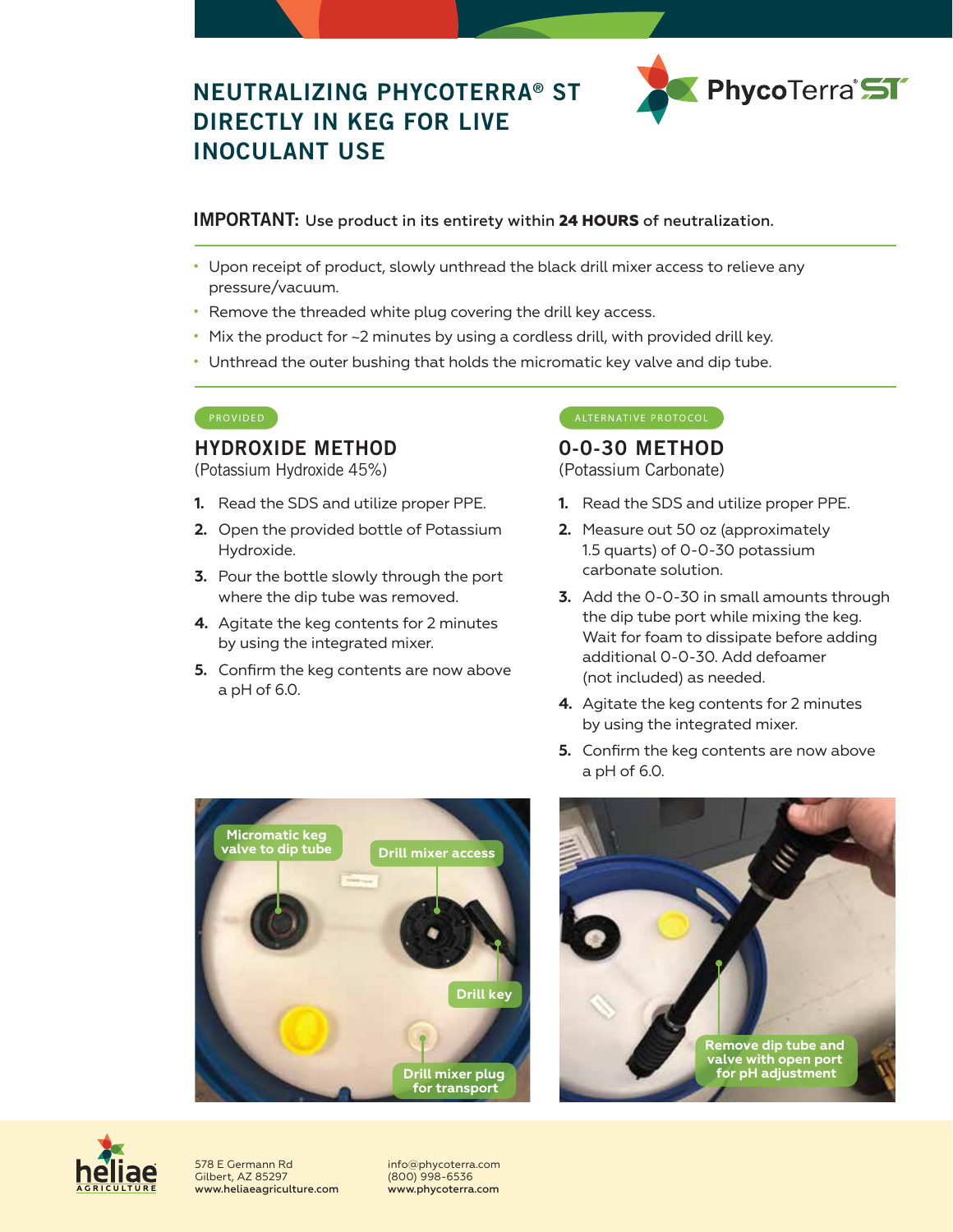# NEUTRALIZING PHYCOTERRA® ST DIRECTLY IN KEG FOR LIVE INOCULANT USE

**IMPORTANT:** Use product in its entirety within **24 HOURS** of neutralization.

- Upon receipt of product, slowly unthread the black drill mixer access to relieve any pressure/vacuum.
- Remove the threaded white plug covering the drill key access.
- Mix the product for ~2 minutes by using a cordless drill, with provided drill key.
- Unthread the outer bushing that holds the micromatic key valve and dip tube.

PROVIDED

## HYDROXIDE METHOD

(Potassium Hydroxide 45%)

1. Read the SDS and utilize proper PPE.
2. Open the provided bottle of Potassium Hydroxide.
3. Pour the bottle slowly through the port where the dip tube was removed.
4. Agitate the keg contents for 2 minutes by using the integrated mixer.
5. Confirm the keg contents are now above a pH of 6.0.

ALTERNATIVE PROTOCOL

## 0-0-30 METHOD

(Potassium Carbonate)

1. Read the SDS and utilize proper PPE.
2. Measure out 50 oz (approximately 1.5 quarts) of 0-0-30 potassium carbonate solution.
3. Add the 0-0-30 in small amounts through the dip tube port while mixing the keg. Wait for foam to dissipate before adding additional 0-0-30. Add defoamer (not included) as needed.
4. Agitate the keg contents for 2 minutes by using the integrated mixer.
5. Confirm the keg contents are now above a pH of 6.0.

Micromatic keg valve to dip tube

Drill mixer access

Drill key

Drill mixer plug for transport

Remove dip tube and valve with open port for pH adjustment

578 E Germann Rd
Gilbert, AZ 85297
www.heliaeagriculture.com

info@phycoterra.com
(800) 998-6536
www.phycoterra.com